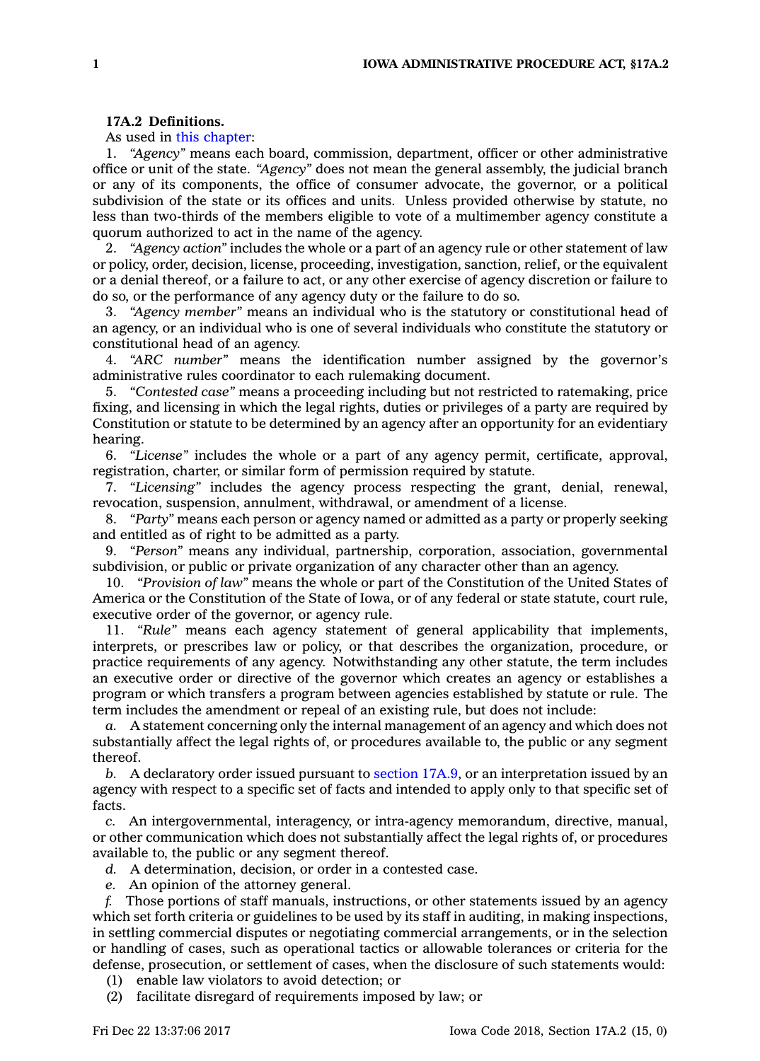**17A.2 Definitions.**

As used in this chapter:

1. *"Agency"* means each board, commission, department, officer or other administrative office or unit of the state. *"Agency"* does not mean the general assembly, the judicial branch or any of its components, the office of consumer advocate, the governor, or a political subdivision of the state or its offices and units. Unless provided otherwise by statute, no less than two-thirds of the members eligible to vote of a multimember agency constitute a quorum authorized to act in the name of the agency.

2. *"Agency action"* includes the whole or a part of an agency rule or other statement of law or policy, order, decision, license, proceeding, investigation, sanction, relief, or the equivalent or a denial thereof, or a failure to act, or any other exercise of agency discretion or failure to do so, or the performance of any agency duty or the failure to do so.

3. *"Agency member"* means an individual who is the statutory or constitutional head of an agency, or an individual who is one of several individuals who constitute the statutory or constitutional head of an agency.

4. *"ARC number"* means the identification number assigned by the governor's administrative rules coordinator to each rulemaking document.

5. *"Contested case"* means a proceeding including but not restricted to ratemaking, price fixing, and licensing in which the legal rights, duties or privileges of a party are required by Constitution or statute to be determined by an agency after an opportunity for an evidentiary hearing.

6. *"License"* includes the whole or a part of any agency permit, certificate, approval, registration, charter, or similar form of permission required by statute.

7. *"Licensing"* includes the agency process respecting the grant, denial, renewal, revocation, suspension, annulment, withdrawal, or amendment of a license.

8. *"Party"* means each person or agency named or admitted as a party or properly seeking and entitled as of right to be admitted as a party.

9. *"Person"* means any individual, partnership, corporation, association, governmental subdivision, or public or private organization of any character other than an agency.

10. *"Provision of law"* means the whole or part of the Constitution of the United States of America or the Constitution of the State of Iowa, or of any federal or state statute, court rule, executive order of the governor, or agency rule.

11. *"Rule"* means each agency statement of general applicability that implements, interprets, or prescribes law or policy, or that describes the organization, procedure, or practice requirements of any agency. Notwithstanding any other statute, the term includes an executive order or directive of the governor which creates an agency or establishes a program or which transfers a program between agencies established by statute or rule. The term includes the amendment or repeal of an existing rule, but does not include:

*a.* A statement concerning only the internal management of an agency and which does not substantially affect the legal rights of, or procedures available to, the public or any segment thereof.

*b.* A declaratory order issued pursuant to section 17A.9, or an interpretation issued by an agency with respect to a specific set of facts and intended to apply only to that specific set of facts.

*c.* An intergovernmental, interagency, or intra-agency memorandum, directive, manual, or other communication which does not substantially affect the legal rights of, or procedures available to, the public or any segment thereof.

*d.* A determination, decision, or order in a contested case.

*e.* An opinion of the attorney general.

*f.* Those portions of staff manuals, instructions, or other statements issued by an agency which set forth criteria or guidelines to be used by its staff in auditing, in making inspections, in settling commercial disputes or negotiating commercial arrangements, or in the selection or handling of cases, such as operational tactics or allowable tolerances or criteria for the defense, prosecution, or settlement of cases, when the disclosure of such statements would:

(1) enable law violators to avoid detection; or

(2) facilitate disregard of requirements imposed by law; or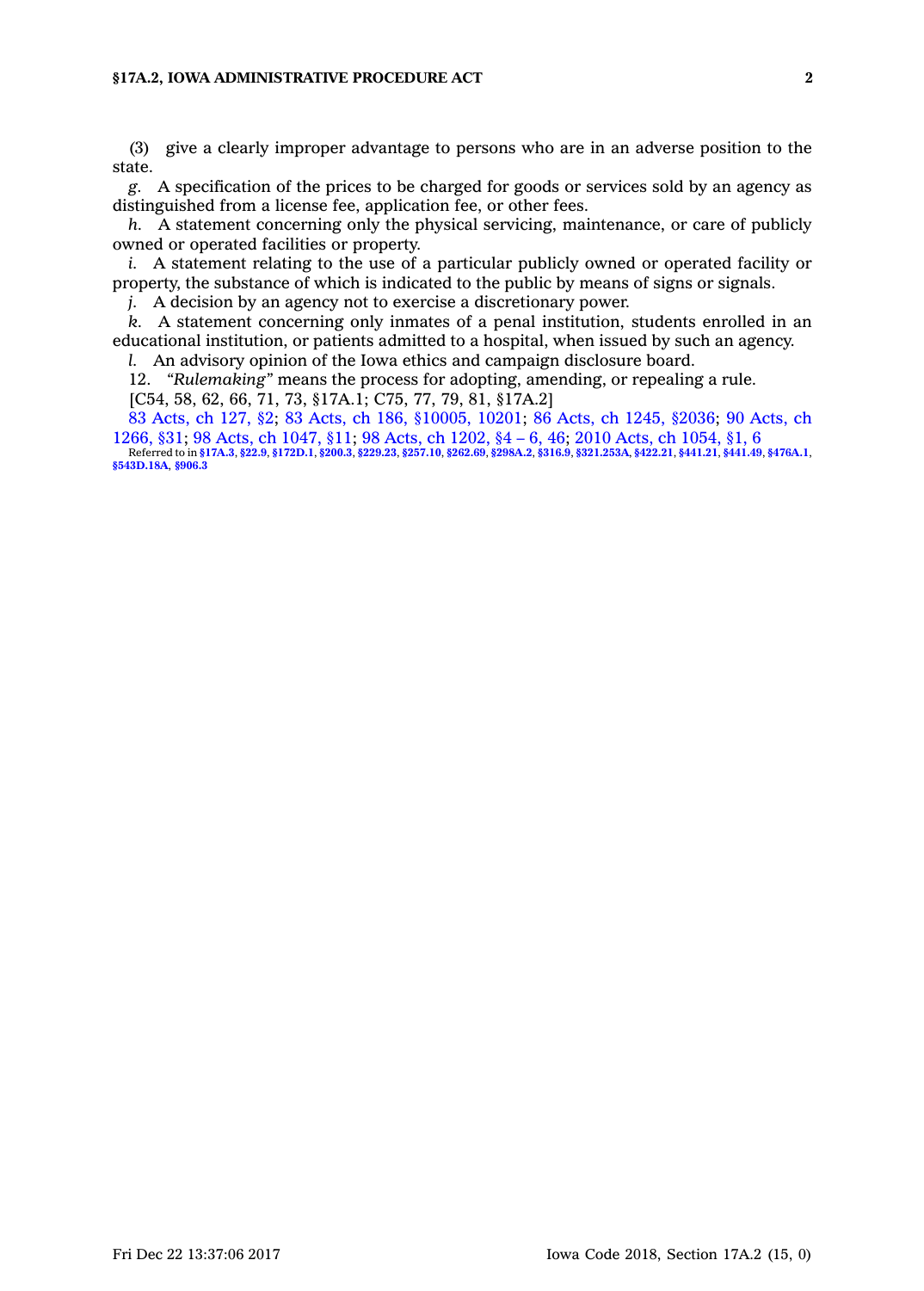(3) give a clearly improper advantage to persons who are in an adverse position to the state.

*g.* A specification of the prices to be charged for goods or services sold by an agency as distinguished from a license fee, application fee, or other fees.

*h.* A statement concerning only the physical servicing, maintenance, or care of publicly owned or operated facilities or property.

*i.* A statement relating to the use of a particular publicly owned or operated facility or property, the substance of which is indicated to the public by means of signs or signals.

*j.* A decision by an agency not to exercise a discretionary power.

*k.* A statement concerning only inmates of a penal institution, students enrolled in an educational institution, or patients admitted to a hospital, when issued by such an agency.

*l.* An advisory opinion of the Iowa ethics and campaign disclosure board.

12. *"Rulemaking"* means the process for adopting, amending, or repealing a rule.

[C54, 58, 62, 66, 71, 73, §17A.1; C75, 77, 79, 81, §17A.2]

83 Acts, ch 127, §2; 83 Acts, ch 186, §10005, 10201; 86 Acts, ch 1245, §2036; 90 Acts, ch 1266, §31; 98 Acts, ch 1047, §11; 98 Acts, ch 1202, §4 – 6, 46; 2010 Acts, ch 1054, §1, 6

Referred to in **§17A.3**, **§22.9**, **§172D.1**, **§200.3**, **§229.23**, **§257.10**, **§262.69**, **§298A.2**, **§316.9**, **§321.253A**, **§422.21**, **§441.21**, **§441.49**, **§476A.1**, **§543D.18A**, **§906.3**